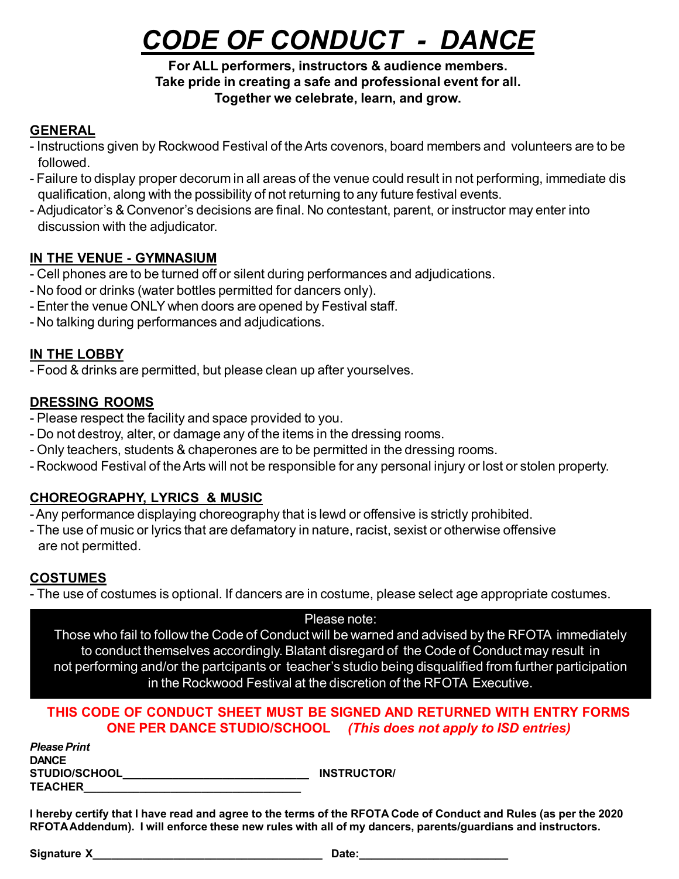# *CODE OF CONDUCT - DANCE*

**For ALL performers, instructors & audience members.**
**Take pride in creating a safe and professional event for all.**
**Together we celebrate, learn, and grow.**

## GENERAL

- Instructions given by Rockwood Festival of the Arts covenors, board members and volunteers are to be followed.
- Failure to display proper decorum in all areas of the venue could result in not performing, immediate dis qualification, along with the possibility of not returning to any future festival events.
- Adjudicator's & Convenor's decisions are final. No contestant, parent, or instructor may enter into discussion with the adjudicator.

## IN THE VENUE - GYMNASIUM

- Cell phones are to be turned off or silent during performances and adjudications.
- No food or drinks (water bottles permitted for dancers only).
- Enter the venue ONLY when doors are opened by Festival staff.
- No talking during performances and adjudications.

## IN THE LOBBY

- Food & drinks are permitted, but please clean up after yourselves.

## DRESSING ROOMS

- Please respect the facility and space provided to you.
- Do not destroy, alter, or damage any of the items in the dressing rooms.
- Only teachers, students & chaperones are to be permitted in the dressing rooms.
- Rockwood Festival of the Arts will not be responsible for any personal injury or lost or stolen property.

## CHOREOGRAPHY, LYRICS & MUSIC

- Any performance displaying choreography that is lewd or offensive is strictly prohibited.
- The use of music or lyrics that are defamatory in nature, racist, sexist or otherwise offensive are not permitted.

## COSTUMES

- The use of costumes is optional. If dancers are in costume, please select age appropriate costumes.

Please note:
Those who fail to follow the Code of Conduct will be warned and advised by the RFOTA immediately to conduct themselves accordingly. Blatant disregard of the Code of Conduct may result in not performing and/or the partcipants or teacher's studio being disqualified from further participation in the Rockwood Festival at the discretion of the RFOTA Executive.

**THIS CODE OF CONDUCT SHEET MUST BE SIGNED AND RETURNED WITH ENTRY FORMS**
**ONE PER DANCE STUDIO/SCHOOL** ***(This does not apply to ISD entries)***

***Please Print***
**DANCE STUDIO/SCHOOL**______________________________ **INSTRUCTOR/ TEACHER**__________________________________

**I hereby certify that I have read and agree to the terms of the RFOTA Code of Conduct and Rules (as per the 2020 RFOTA Addendum). I will enforce these new rules with all of my dancers, parents/guardians and instructors.**

**Signature X**____________________________________ **Date:**_______________________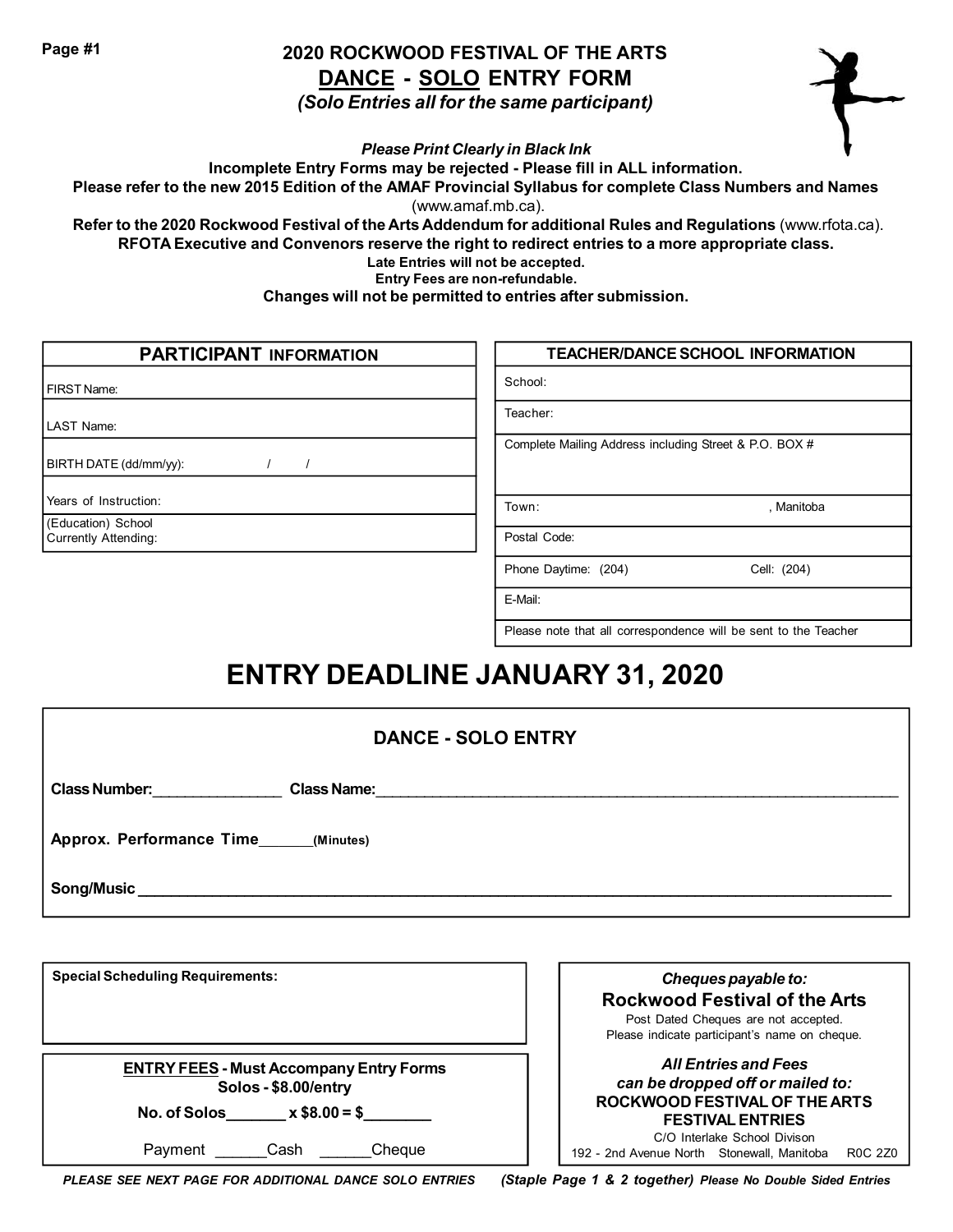# 2020 ROCKWOOD FESTIVAL OF THE ARTS

## DANCE - SOLO ENTRY FORM

*(Solo Entries all for the same participant)*

***Please Print Clearly in Black Ink***

**Incomplete Entry Forms may be rejected - Please fill in ALL information.**

**Please refer to the new 2015 Edition of the AMAF Provincial Syllabus for complete Class Numbers and Names** (www.amaf.mb.ca).

**Refer to the 2020 Rockwood Festival of the Arts Addendum for additional Rules and Regulations** (www.rfota.ca).

**RFOTA Executive and Convenors reserve the right to redirect entries to a more appropriate class.**

**Late Entries will not be accepted.**

**Entry Fees are non-refundable.**

**Changes will not be permitted to entries after submission.**

| PARTICIPANT INFORMATION |
|---|
| FIRST Name: |
| LAST Name: |
| BIRTH DATE (dd/mm/yy): / / |
| Years of Instruction: |
| (Education) School Currently Attending: |

| TEACHER/DANCE SCHOOL INFORMATION |
|---|
| School: |
| Teacher: |
| Complete Mailing Address including Street & P.O. BOX # |
| Town: , Manitoba |
| Postal Code: |
| Phone Daytime: (204) Cell: (204) |
| E-Mail: |
| Please note that all correspondence will be sent to the Teacher |

# ENTRY DEADLINE JANUARY 31, 2020

## DANCE - SOLO ENTRY

**Class Number:**_______________ **Class Name:**_______________________________________________

**Approx. Performance Time**_______**(Minutes)**

**Song/Music** ________________________________________________________________

**Special Scheduling Requirements:**

**ENTRY FEES - Must Accompany Entry Forms**

**Solos - $8.00/entry**

**No. of Solos_______ x $8.00 = $________**

Payment ______Cash ______Cheque

***Cheques payable to:***

**Rockwood Festival of the Arts**

Post Dated Cheques are not accepted.
Please indicate participant's name on cheque.

***All Entries and Fees can be dropped off or mailed to:***

**ROCKWOOD FESTIVAL OF THE ARTS FESTIVAL ENTRIES**

C/O Interlake School Divison
192 - 2nd Avenue North Stonewall, Manitoba R0C 2Z0

***PLEASE SEE NEXT PAGE FOR ADDITIONAL DANCE SOLO ENTRIES*** ***(Staple Page 1 & 2 together) Please No Double Sided Entries***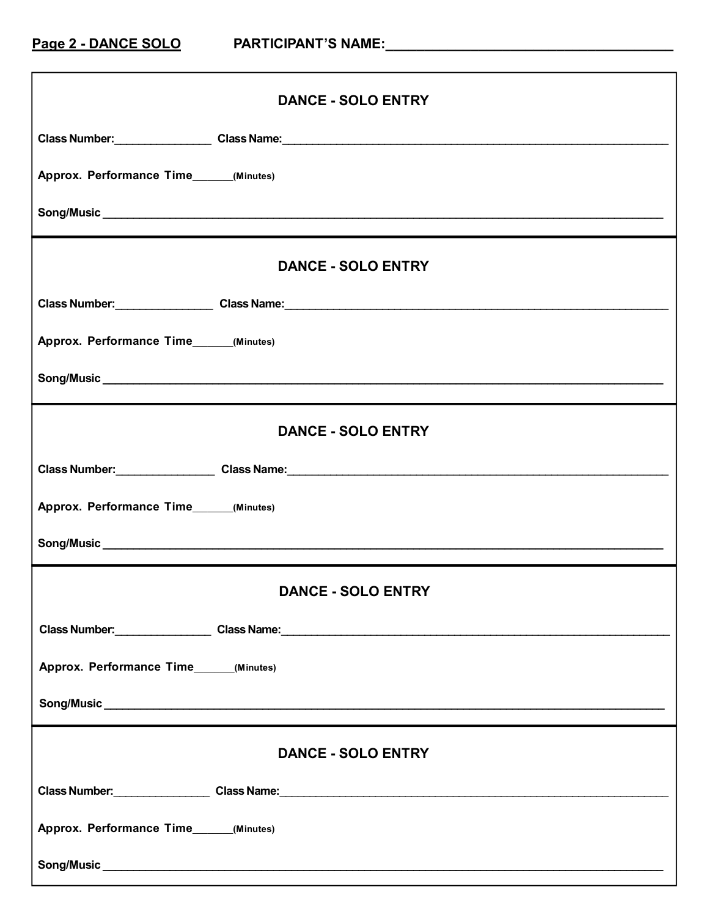**Page 2 - DANCE SOLO** **PARTICIPANT'S NAME:**______________________________________

## DANCE - SOLO ENTRY

**Class Number:**_______________ **Class Name:**______________________________________________________________

**Approx. Performance Time**______**(Minutes)**

**Song/Music** ______________________________________________________________________________

## DANCE - SOLO ENTRY

**Class Number:**_______________ **Class Name:**______________________________________________________________

**Approx. Performance Time**______**(Minutes)**

**Song/Music** ______________________________________________________________________________

## DANCE - SOLO ENTRY

**Class Number:**_______________ **Class Name:**______________________________________________________________

**Approx. Performance Time**______**(Minutes)**

**Song/Music** ______________________________________________________________________________

## DANCE - SOLO ENTRY

**Class Number:**_______________ **Class Name:**______________________________________________________________

**Approx. Performance Time**______**(Minutes)**

**Song/Music** ______________________________________________________________________________

## DANCE - SOLO ENTRY

**Class Number:**_______________ **Class Name:**______________________________________________________________

**Approx. Performance Time**______**(Minutes)**

**Song/Music** ______________________________________________________________________________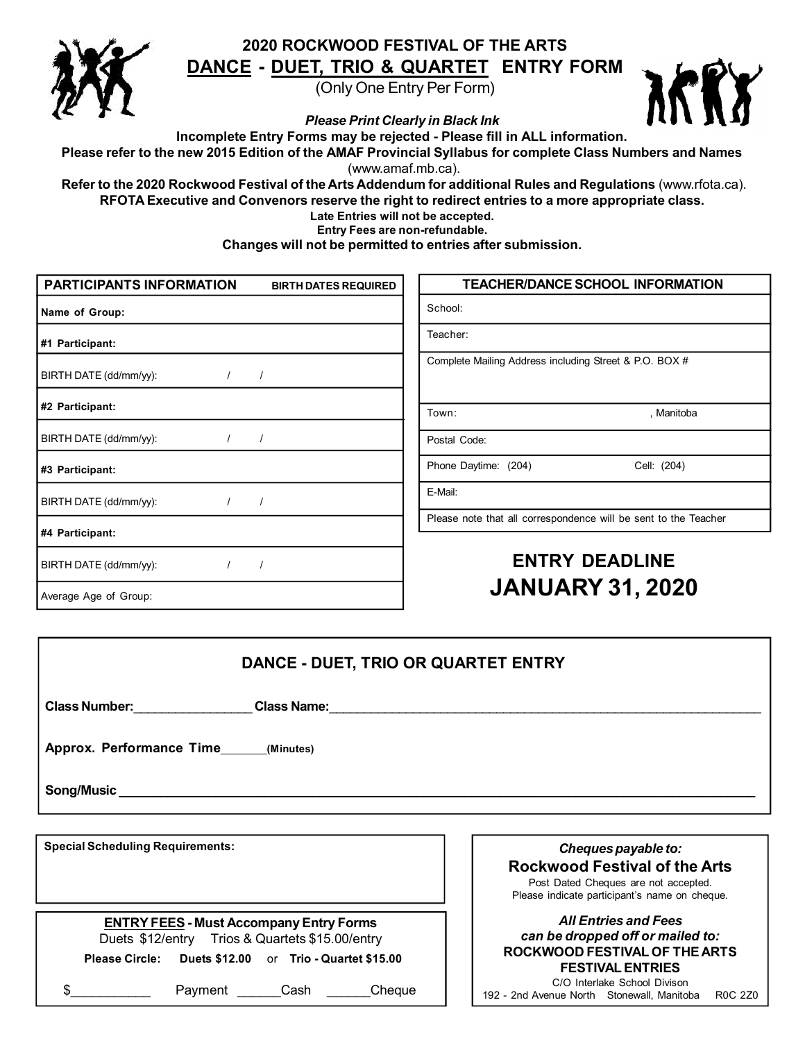# 2020 ROCKWOOD FESTIVAL OF THE ARTS

## DANCE - DUET, TRIO & QUARTET ENTRY FORM

(Only One Entry Per Form)

***Please Print Clearly in Black Ink***

**Incomplete Entry Forms may be rejected - Please fill in ALL information.**

**Please refer to the new 2015 Edition of the AMAF Provincial Syllabus for complete Class Numbers and Names** (www.amaf.mb.ca).

**Refer to the 2020 Rockwood Festival of the Arts Addendum for additional Rules and Regulations** (www.rfota.ca).

**RFOTA Executive and Convenors reserve the right to redirect entries to a more appropriate class.**

**Late Entries will not be accepted.**

**Entry Fees are non-refundable.**

**Changes will not be permitted to entries after submission.**

| **PARTICIPANTS INFORMATION** | **BIRTH DATES REQUIRED** |
|---|---|
| **Name of Group:** | |
| **#1 Participant:** | |
| BIRTH DATE (dd/mm/yy): | / / |
| **#2 Participant:** | |
| BIRTH DATE (dd/mm/yy): | / / |
| **#3 Participant:** | |
| BIRTH DATE (dd/mm/yy): | / / |
| **#4 Participant:** | |
| BIRTH DATE (dd/mm/yy): | / / |
| Average Age of Group: | |

| **TEACHER/DANCE SCHOOL INFORMATION** | |
|---|---|
| School: | |
| Teacher: | |
| Complete Mailing Address including Street & P.O. BOX # | |
| Town: | , Manitoba |
| Postal Code: | |
| Phone Daytime: (204) | Cell: (204) |
| E-Mail: | |
| Please note that all correspondence will be sent to the Teacher | |

## ENTRY DEADLINE
## JANUARY 31, 2020

### DANCE - DUET, TRIO OR QUARTET ENTRY

**Class Number:**________________ **Class Name:**____________________________________________

**Approx. Performance Time**______**(Minutes)**

**Song/Music** ____________________________________________________________

**Special Scheduling Requirements:**

**ENTRY FEES - Must Accompany Entry Forms**

Duets $12/entry Trios & Quartets $15.00/entry

**Please Circle:** **Duets $12.00** or **Trio - Quartet $15.00**

$__________ Payment ______Cash ______Cheque

***Cheques payable to:***

**Rockwood Festival of the Arts**

Post Dated Cheques are not accepted.
Please indicate participant's name on cheque.

***All Entries and Fees can be dropped off or mailed to:***

**ROCKWOOD FESTIVAL OF THE ARTS**
**FESTIVAL ENTRIES**
C/O Interlake School Divison
192 - 2nd Avenue North Stonewall, Manitoba R0C 2Z0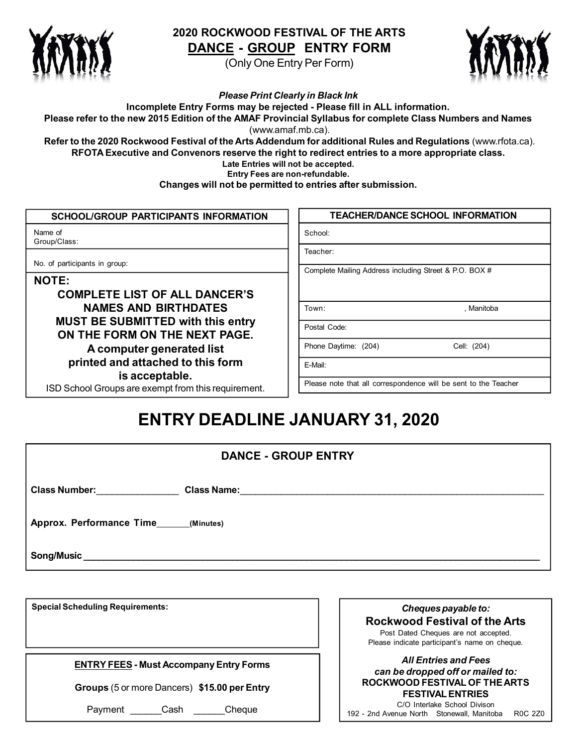# 2020 ROCKWOOD FESTIVAL OF THE ARTS

## DANCE - GROUP ENTRY FORM

(Only One Entry Per Form)

***Please Print Clearly in Black Ink***

**Incomplete Entry Forms may be rejected - Please fill in ALL information.**

**Please refer to the new 2015 Edition of the AMAF Provincial Syllabus for complete Class Numbers and Names** (www.amaf.mb.ca).

**Refer to the 2020 Rockwood Festival of the Arts Addendum for additional Rules and Regulations** (www.rfota.ca).

**RFOTA Executive and Convenors reserve the right to redirect entries to a more appropriate class.**

**Late Entries will not be accepted.**

**Entry Fees are non-refundable.**

**Changes will not be permitted to entries after submission.**

| SCHOOL/GROUP PARTICIPANTS INFORMATION |
|---|
| Name of Group/Class: |
| No. of participants in group: |

**NOTE:**

**COMPLETE LIST OF ALL DANCER'S NAMES AND BIRTHDATES MUST BE SUBMITTED with this entry ON THE FORM ON THE NEXT PAGE.**

**A computer generated list printed and attached to this form is acceptable.**

ISD School Groups are exempt from this requirement.

| TEACHER/DANCE SCHOOL INFORMATION | |
|---|---|
| School: | |
| Teacher: | |
| Complete Mailing Address including Street & P.O. BOX # | |
| Town: | , Manitoba |
| Postal Code: | |
| Phone Daytime: (204) | Cell: (204) |
| E-Mail: | |
| Please note that all correspondence will be sent to the Teacher | |

# ENTRY DEADLINE JANUARY 31, 2020

### DANCE - GROUP ENTRY

**Class Number:**________________ **Class Name:**______________________________________________

**Approx. Performance Time**_______**(Minutes)**

**Song/Music** ______________________________________________________________

**Special Scheduling Requirements:**

**ENTRY FEES - Must Accompany Entry Forms**

**Groups** (5 or more Dancers) **$15.00 per Entry**

Payment ______Cash ______Cheque

***Cheques payable to:***

**Rockwood Festival of the Arts**

Post Dated Cheques are not accepted.

Please indicate participant's name on cheque.

***All Entries and Fees can be dropped off or mailed to:***

**ROCKWOOD FESTIVAL OF THE ARTS**

**FESTIVAL ENTRIES**

C/O Interlake School Divison

192 - 2nd Avenue North Stonewall, Manitoba R0C 2Z0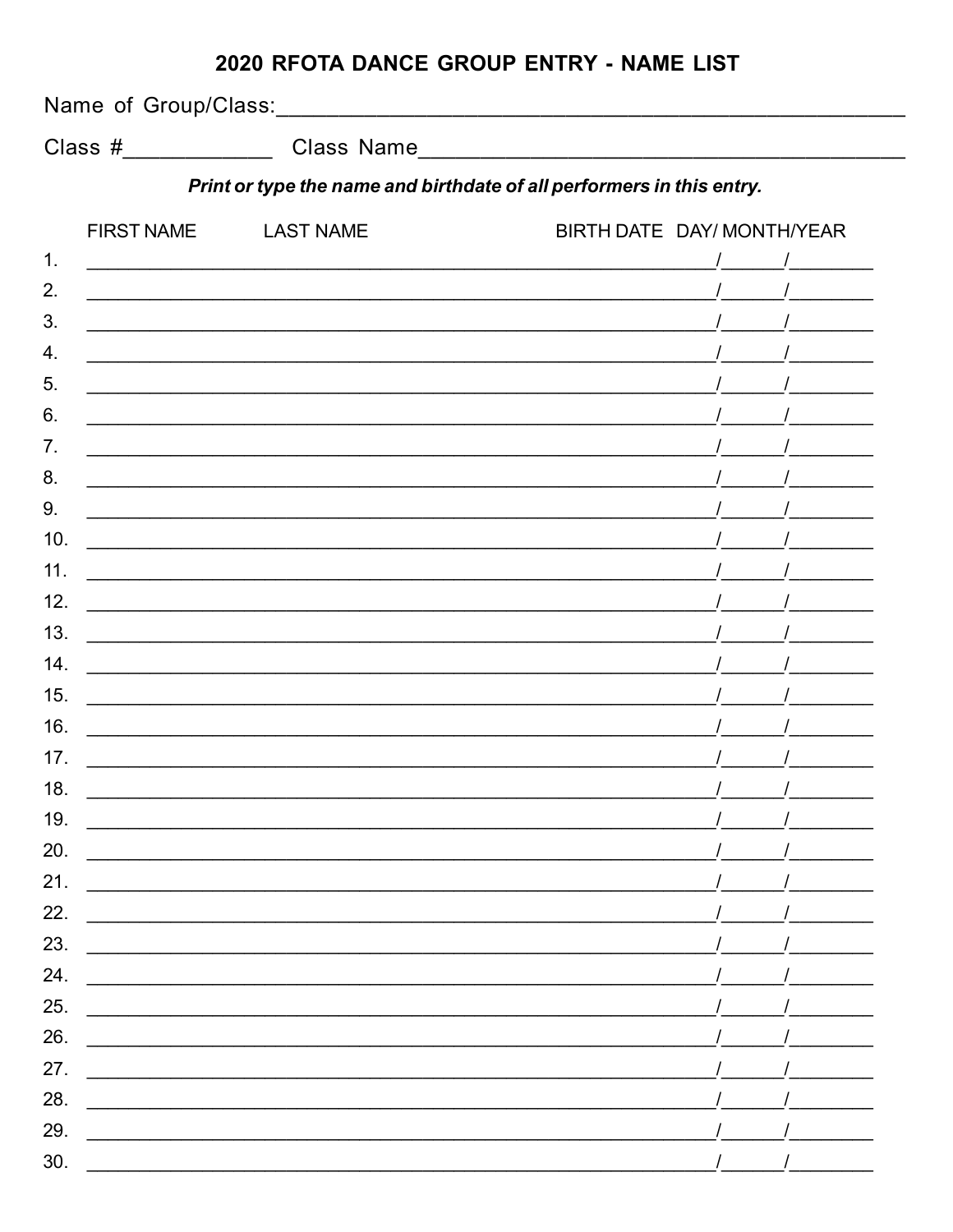# 2020 RFOTA DANCE GROUP ENTRY - NAME LIST

Name of Group/Class:_______________________________________________________

Class #____________ Class Name_________________________________________

***Print or type the name and birthdate of all performers in this entry.***

| | FIRST NAME | LAST NAME | BIRTH DATE DAY/ MONTH/YEAR |
|---|---|---|---|
| 1. | | | / / |
| 2. | | | / / |
| 3. | | | / / |
| 4. | | | / / |
| 5. | | | / / |
| 6. | | | / / |
| 7. | | | / / |
| 8. | | | / / |
| 9. | | | / / |
| 10. | | | / / |
| 11. | | | / / |
| 12. | | | / / |
| 13. | | | / / |
| 14. | | | / / |
| 15. | | | / / |
| 16. | | | / / |
| 17. | | | / / |
| 18. | | | / / |
| 19. | | | / / |
| 20. | | | / / |
| 21. | | | / / |
| 22. | | | / / |
| 23. | | | / / |
| 24. | | | / / |
| 25. | | | / / |
| 26. | | | / / |
| 27. | | | / / |
| 28. | | | / / |
| 29. | | | / / |
| 30. | | | / / |